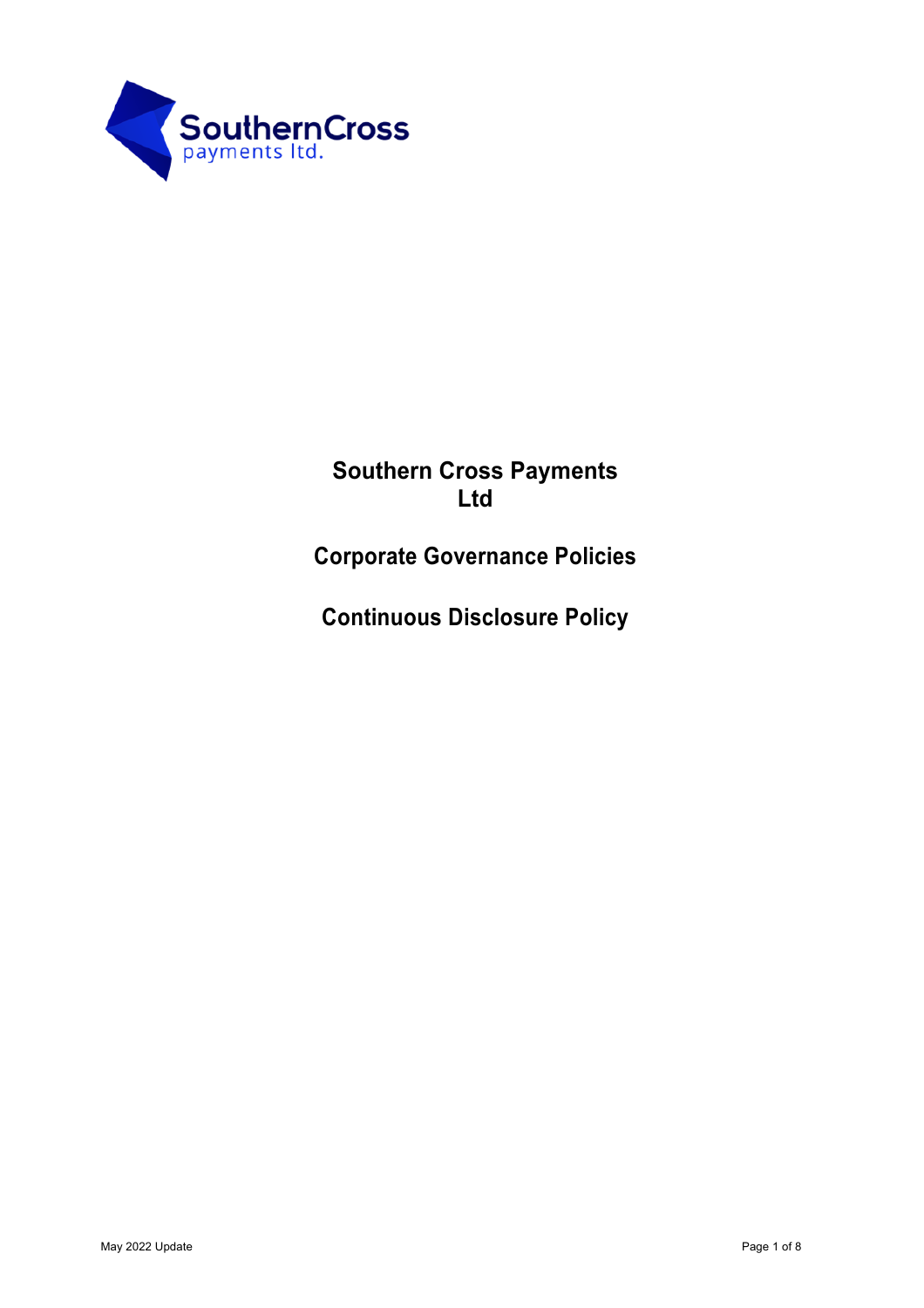# Southern Cross Payments Ltd

## Corporate Governance Policies

## Continuous Disclosure Policy

May 2022 Update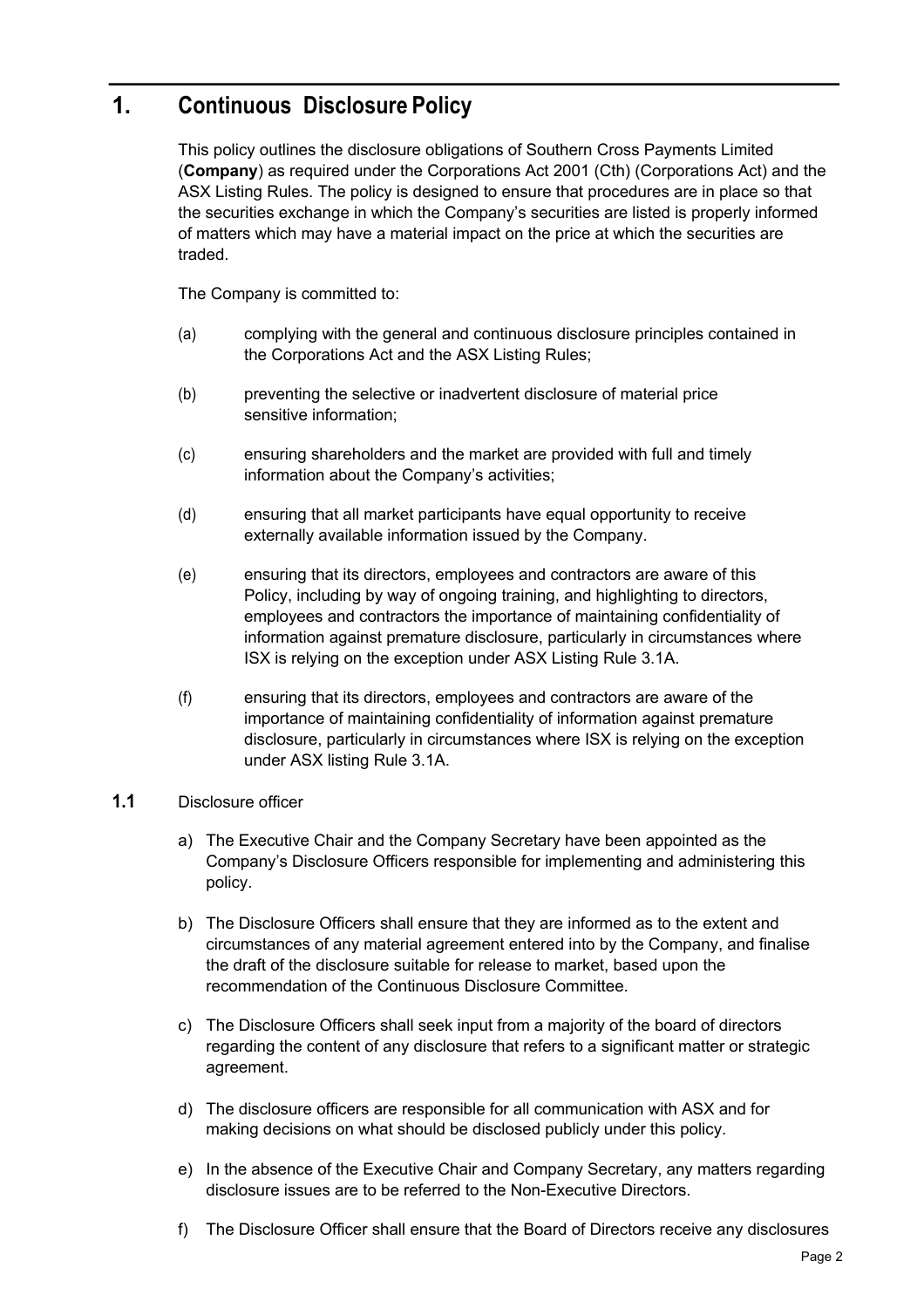# 1. Continuous Disclosure Policy

This policy outlines the disclosure obligations of Southern Cross Payments Limited (**Company**) as required under the Corporations Act 2001 (Cth) (Corporations Act) and the ASX Listing Rules. The policy is designed to ensure that procedures are in place so that the securities exchange in which the Company's securities are listed is properly informed of matters which may have a material impact on the price at which the securities are traded.

The Company is committed to:

(a) complying with the general and continuous disclosure principles contained in the Corporations Act and the ASX Listing Rules;

(b) preventing the selective or inadvertent disclosure of material price sensitive information;

(c) ensuring shareholders and the market are provided with full and timely information about the Company's activities;

(d) ensuring that all market participants have equal opportunity to receive externally available information issued by the Company.

(e) ensuring that its directors, employees and contractors are aware of this Policy, including by way of ongoing training, and highlighting to directors, employees and contractors the importance of maintaining confidentiality of information against premature disclosure, particularly in circumstances where ISX is relying on the exception under ASX Listing Rule 3.1A.

(f) ensuring that its directors, employees and contractors are aware of the importance of maintaining confidentiality of information against premature disclosure, particularly in circumstances where ISX is relying on the exception under ASX listing Rule 3.1A.

## 1.1 Disclosure officer

a) The Executive Chair and the Company Secretary have been appointed as the Company's Disclosure Officers responsible for implementing and administering this policy.

b) The Disclosure Officers shall ensure that they are informed as to the extent and circumstances of any material agreement entered into by the Company, and finalise the draft of the disclosure suitable for release to market, based upon the recommendation of the Continuous Disclosure Committee.

c) The Disclosure Officers shall seek input from a majority of the board of directors regarding the content of any disclosure that refers to a significant matter or strategic agreement.

d) The disclosure officers are responsible for all communication with ASX and for making decisions on what should be disclosed publicly under this policy.

e) In the absence of the Executive Chair and Company Secretary, any matters regarding disclosure issues are to be referred to the Non-Executive Directors.

f) The Disclosure Officer shall ensure that the Board of Directors receive any disclosures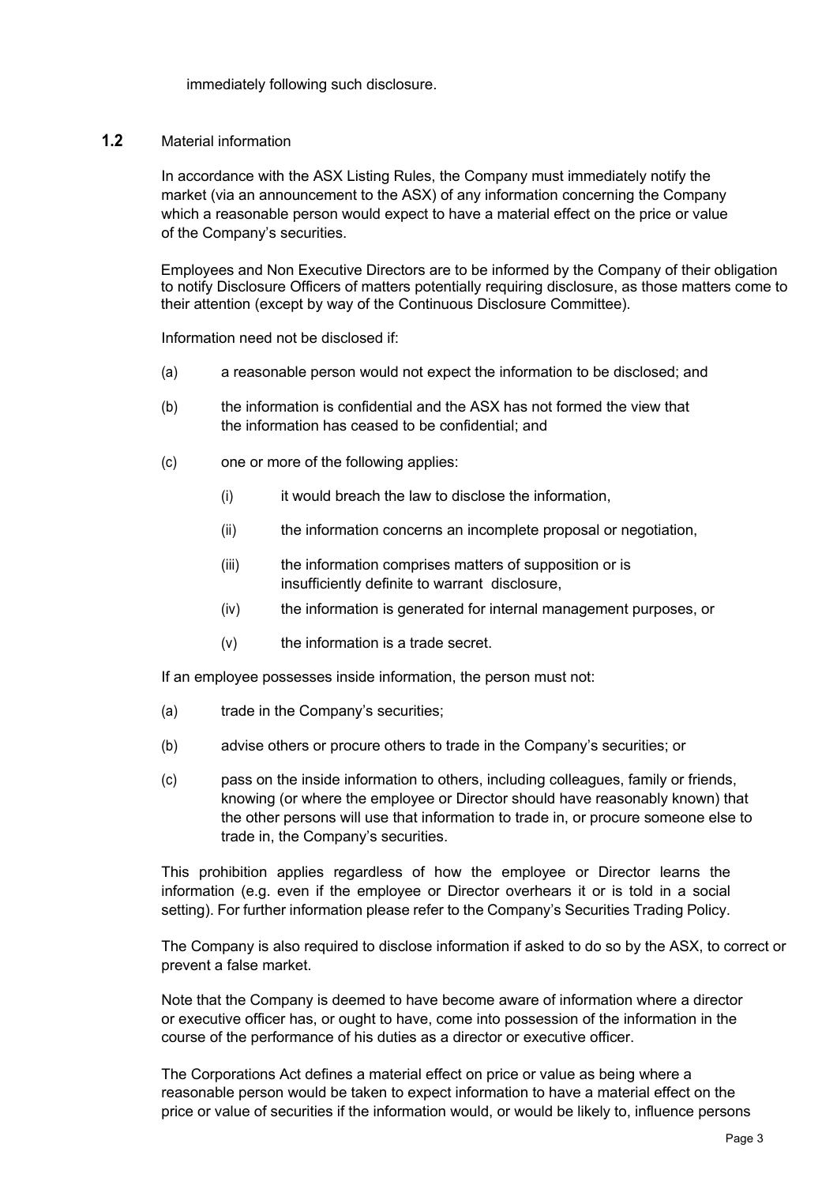immediately following such disclosure.

## 1.2 Material information

In accordance with the ASX Listing Rules, the Company must immediately notify the market (via an announcement to the ASX) of any information concerning the Company which a reasonable person would expect to have a material effect on the price or value of the Company's securities.

Employees and Non Executive Directors are to be informed by the Company of their obligation to notify Disclosure Officers of matters potentially requiring disclosure, as those matters come to their attention (except by way of the Continuous Disclosure Committee).

Information need not be disclosed if:

(a) a reasonable person would not expect the information to be disclosed; and

(b) the information is confidential and the ASX has not formed the view that the information has ceased to be confidential; and

(c) one or more of the following applies:

  (i) it would breach the law to disclose the information,

  (ii) the information concerns an incomplete proposal or negotiation,

  (iii) the information comprises matters of supposition or is insufficiently definite to warrant disclosure,

  (iv) the information is generated for internal management purposes, or

  (v) the information is a trade secret.

If an employee possesses inside information, the person must not:

(a) trade in the Company's securities;

(b) advise others or procure others to trade in the Company's securities; or

(c) pass on the inside information to others, including colleagues, family or friends, knowing (or where the employee or Director should have reasonably known) that the other persons will use that information to trade in, or procure someone else to trade in, the Company's securities.

This prohibition applies regardless of how the employee or Director learns the information (e.g. even if the employee or Director overhears it or is told in a social setting). For further information please refer to the Company's Securities Trading Policy.

The Company is also required to disclose information if asked to do so by the ASX, to correct or prevent a false market.

Note that the Company is deemed to have become aware of information where a director or executive officer has, or ought to have, come into possession of the information in the course of the performance of his duties as a director or executive officer.

The Corporations Act defines a material effect on price or value as being where a reasonable person would be taken to expect information to have a material effect on the price or value of securities if the information would, or would be likely to, influence persons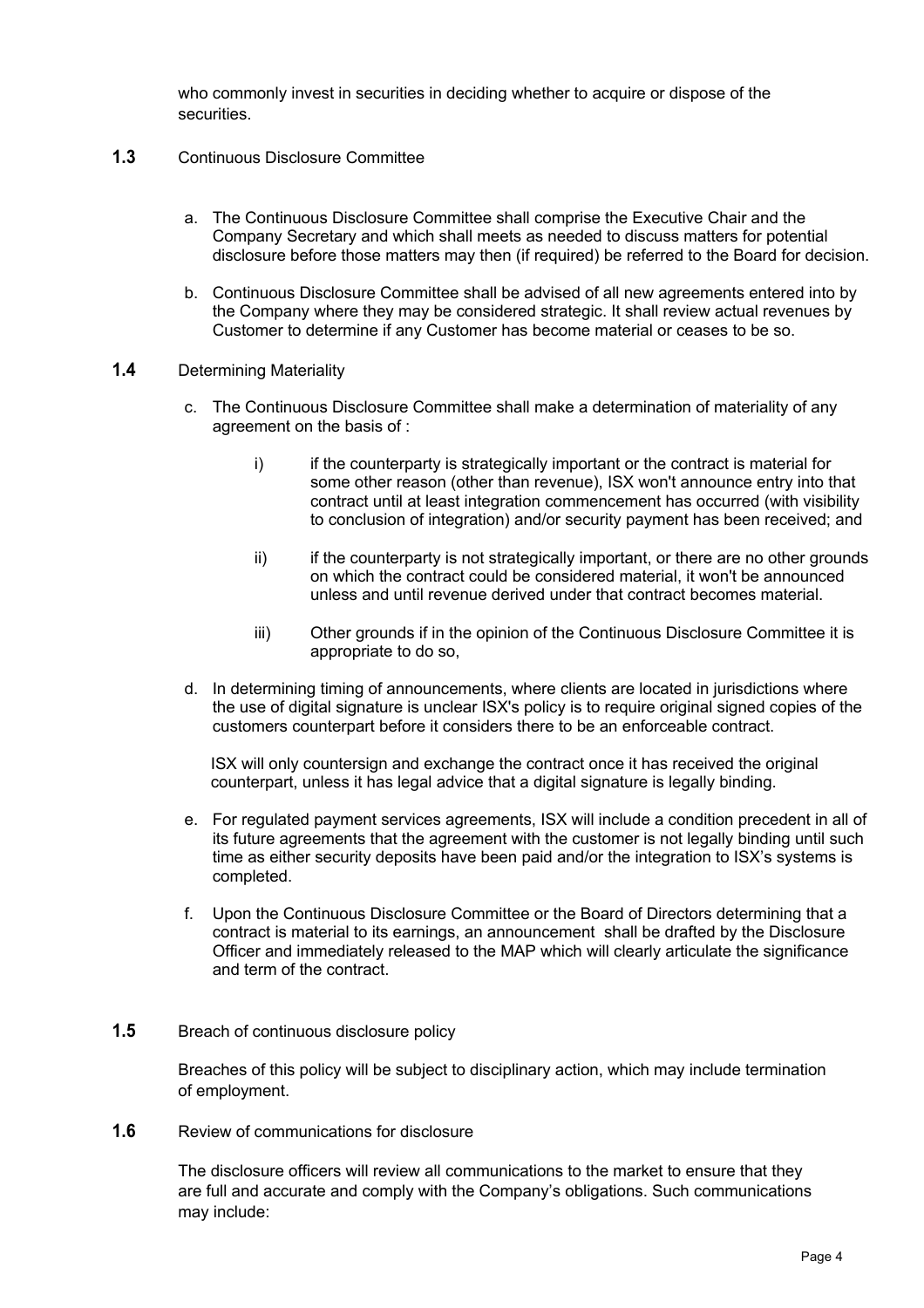who commonly invest in securities in deciding whether to acquire or dispose of the securities.

**1.3** Continuous Disclosure Committee

a. The Continuous Disclosure Committee shall comprise the Executive Chair and the Company Secretary and which shall meets as needed to discuss matters for potential disclosure before those matters may then (if required) be referred to the Board for decision.

b. Continuous Disclosure Committee shall be advised of all new agreements entered into by the Company where they may be considered strategic. It shall review actual revenues by Customer to determine if any Customer has become material or ceases to be so.

**1.4** Determining Materiality

c. The Continuous Disclosure Committee shall make a determination of materiality of any agreement on the basis of :

   i) if the counterparty is strategically important or the contract is material for some other reason (other than revenue), ISX won't announce entry into that contract until at least integration commencement has occurred (with visibility to conclusion of integration) and/or security payment has been received; and

   ii) if the counterparty is not strategically important, or there are no other grounds on which the contract could be considered material, it won't be announced unless and until revenue derived under that contract becomes material.

   iii) Other grounds if in the opinion of the Continuous Disclosure Committee it is appropriate to do so,

d. In determining timing of announcements, where clients are located in jurisdictions where the use of digital signature is unclear ISX's policy is to require original signed copies of the customers counterpart before it considers there to be an enforceable contract.

   ISX will only countersign and exchange the contract once it has received the original counterpart, unless it has legal advice that a digital signature is legally binding.

e. For regulated payment services agreements, ISX will include a condition precedent in all of its future agreements that the agreement with the customer is not legally binding until such time as either security deposits have been paid and/or the integration to ISX's systems is completed.

f. Upon the Continuous Disclosure Committee or the Board of Directors determining that a contract is material to its earnings, an announcement shall be drafted by the Disclosure Officer and immediately released to the MAP which will clearly articulate the significance and term of the contract.

**1.5** Breach of continuous disclosure policy

Breaches of this policy will be subject to disciplinary action, which may include termination of employment.

**1.6** Review of communications for disclosure

The disclosure officers will review all communications to the market to ensure that they are full and accurate and comply with the Company's obligations. Such communications may include: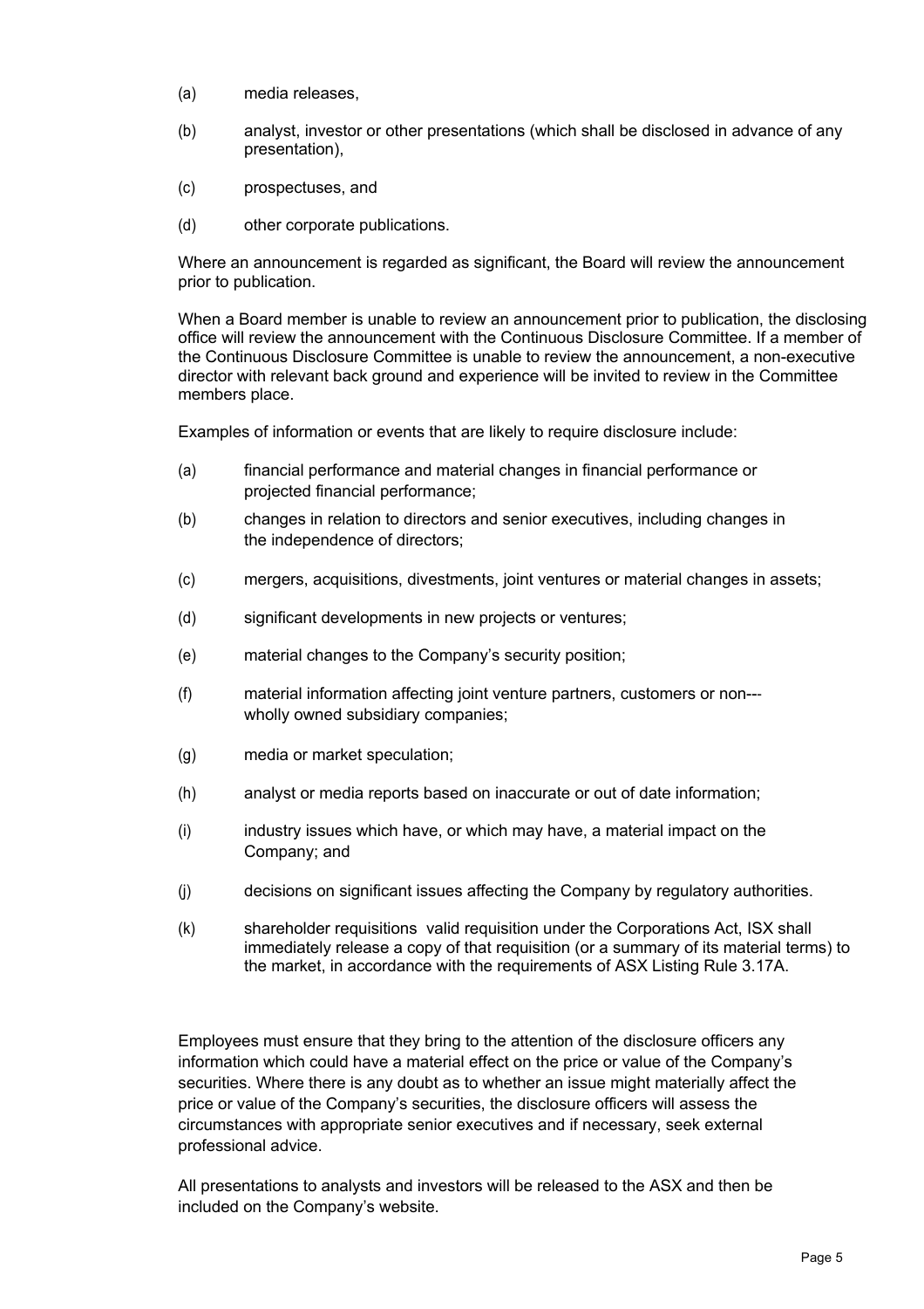(a) media releases,

(b) analyst, investor or other presentations (which shall be disclosed in advance of any presentation),

(c) prospectuses, and

(d) other corporate publications.

Where an announcement is regarded as significant, the Board will review the announcement prior to publication.

When a Board member is unable to review an announcement prior to publication, the disclosing office will review the announcement with the Continuous Disclosure Committee. If a member of the Continuous Disclosure Committee is unable to review the announcement, a non-executive director with relevant back ground and experience will be invited to review in the Committee members place.

Examples of information or events that are likely to require disclosure include:

(a) financial performance and material changes in financial performance or projected financial performance;

(b) changes in relation to directors and senior executives, including changes in the independence of directors;

(c) mergers, acquisitions, divestments, joint ventures or material changes in assets;

(d) significant developments in new projects or ventures;

(e) material changes to the Company's security position;

(f) material information affecting joint venture partners, customers or non---wholly owned subsidiary companies;

(g) media or market speculation;

(h) analyst or media reports based on inaccurate or out of date information;

(i) industry issues which have, or which may have, a material impact on the Company; and

(j) decisions on significant issues affecting the Company by regulatory authorities.

(k) shareholder requisitions valid requisition under the Corporations Act, ISX shall immediately release a copy of that requisition (or a summary of its material terms) to the market, in accordance with the requirements of ASX Listing Rule 3.17A.

Employees must ensure that they bring to the attention of the disclosure officers any information which could have a material effect on the price or value of the Company's securities. Where there is any doubt as to whether an issue might materially affect the price or value of the Company's securities, the disclosure officers will assess the circumstances with appropriate senior executives and if necessary, seek external professional advice.

All presentations to analysts and investors will be released to the ASX and then be included on the Company's website.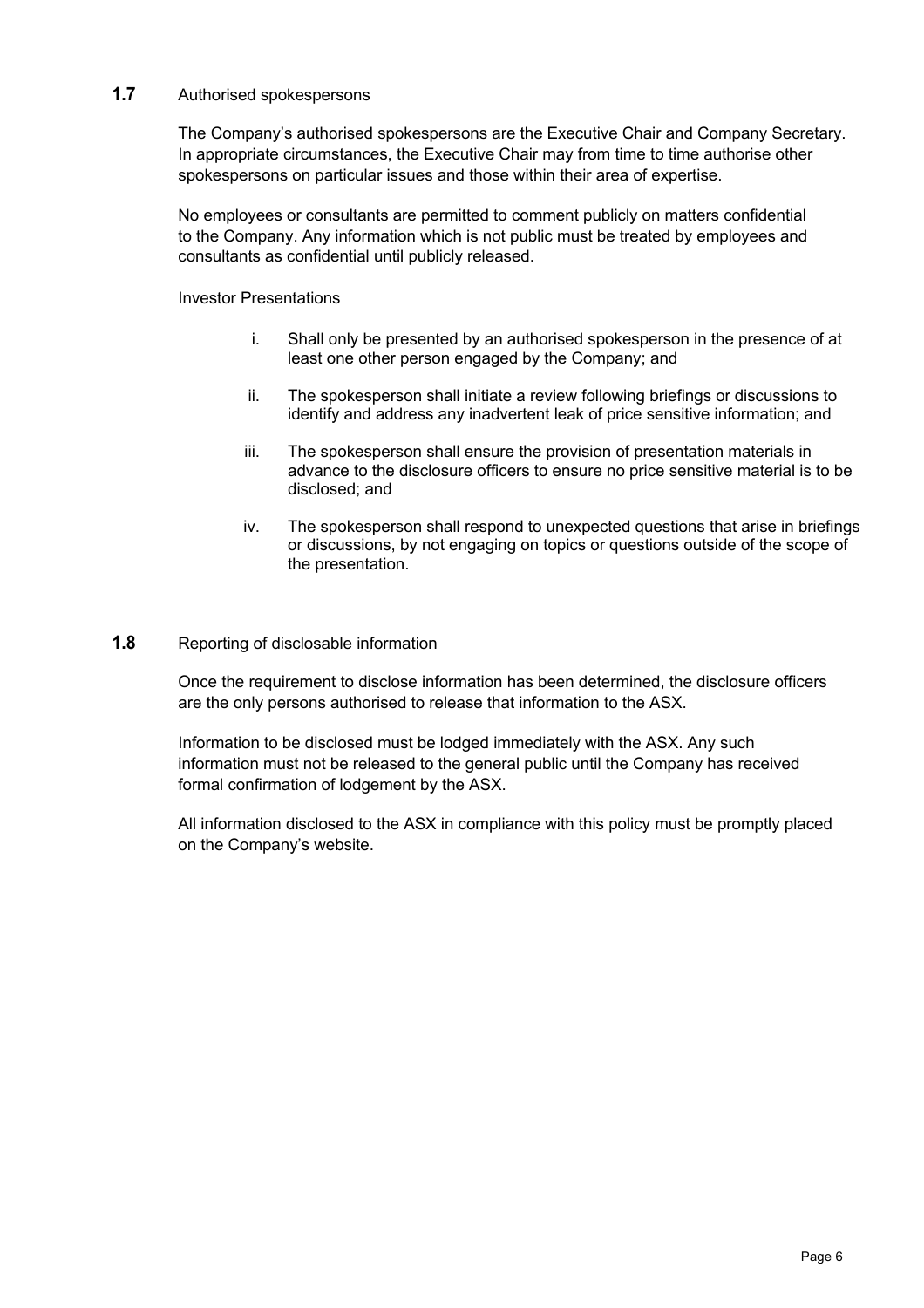## 1.7 Authorised spokespersons

The Company's authorised spokespersons are the Executive Chair and Company Secretary. In appropriate circumstances, the Executive Chair may from time to time authorise other spokespersons on particular issues and those within their area of expertise.

No employees or consultants are permitted to comment publicly on matters confidential to the Company. Any information which is not public must be treated by employees and consultants as confidential until publicly released.

Investor Presentations

i. Shall only be presented by an authorised spokesperson in the presence of at least one other person engaged by the Company; and

ii. The spokesperson shall initiate a review following briefings or discussions to identify and address any inadvertent leak of price sensitive information; and

iii. The spokesperson shall ensure the provision of presentation materials in advance to the disclosure officers to ensure no price sensitive material is to be disclosed; and

iv. The spokesperson shall respond to unexpected questions that arise in briefings or discussions, by not engaging on topics or questions outside of the scope of the presentation.

## 1.8 Reporting of disclosable information

Once the requirement to disclose information has been determined, the disclosure officers are the only persons authorised to release that information to the ASX.

Information to be disclosed must be lodged immediately with the ASX. Any such information must not be released to the general public until the Company has received formal confirmation of lodgement by the ASX.

All information disclosed to the ASX in compliance with this policy must be promptly placed on the Company's website.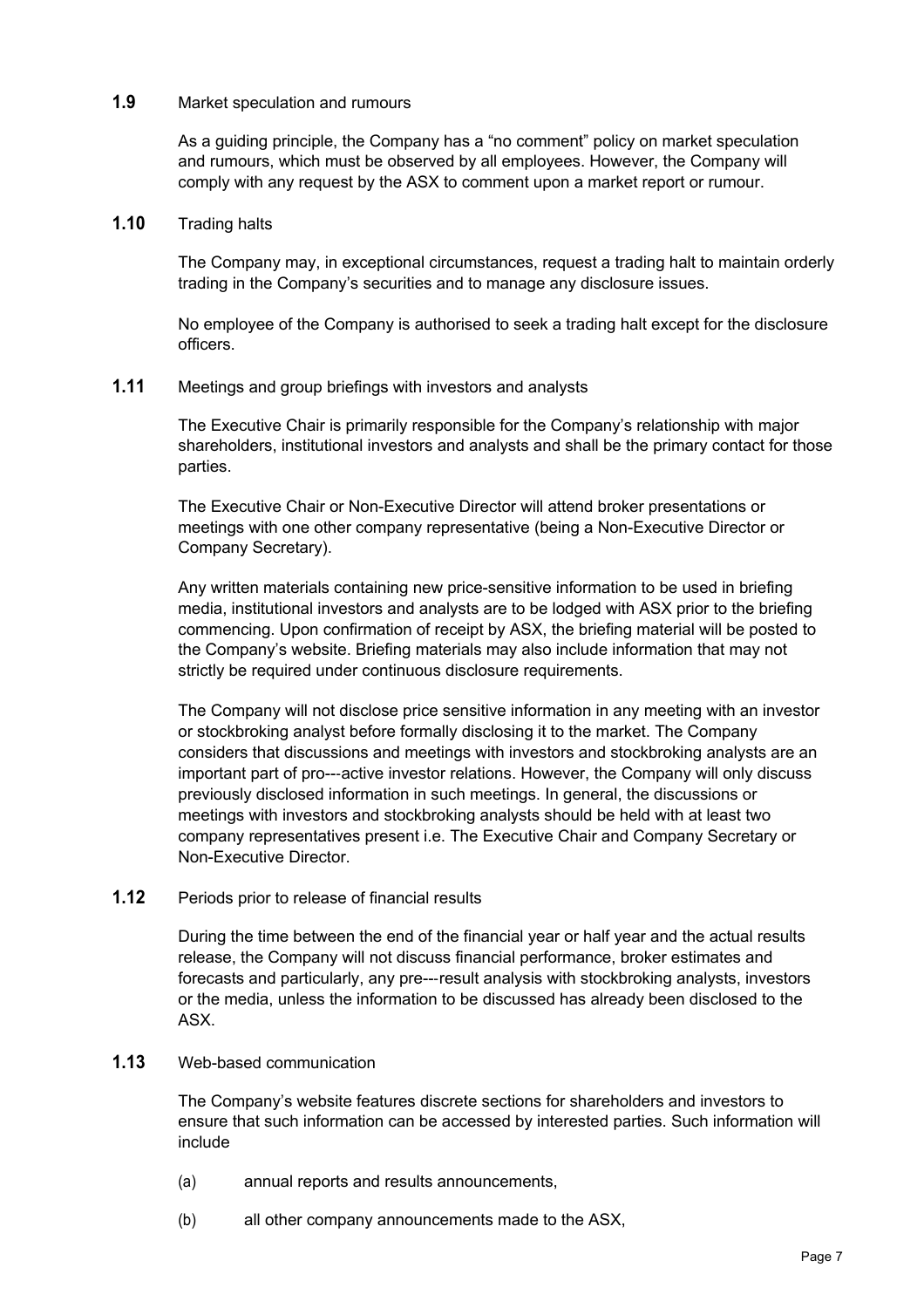## 1.9 Market speculation and rumours

As a guiding principle, the Company has a "no comment" policy on market speculation and rumours, which must be observed by all employees. However, the Company will comply with any request by the ASX to comment upon a market report or rumour.

## 1.10 Trading halts

The Company may, in exceptional circumstances, request a trading halt to maintain orderly trading in the Company's securities and to manage any disclosure issues.

No employee of the Company is authorised to seek a trading halt except for the disclosure officers.

## 1.11 Meetings and group briefings with investors and analysts

The Executive Chair is primarily responsible for the Company's relationship with major shareholders, institutional investors and analysts and shall be the primary contact for those parties.

The Executive Chair or Non-Executive Director will attend broker presentations or meetings with one other company representative (being a Non-Executive Director or Company Secretary).

Any written materials containing new price-sensitive information to be used in briefing media, institutional investors and analysts are to be lodged with ASX prior to the briefing commencing. Upon confirmation of receipt by ASX, the briefing material will be posted to the Company's website. Briefing materials may also include information that may not strictly be required under continuous disclosure requirements.

The Company will not disclose price sensitive information in any meeting with an investor or stockbroking analyst before formally disclosing it to the market. The Company considers that discussions and meetings with investors and stockbroking analysts are an important part of pro---active investor relations. However, the Company will only discuss previously disclosed information in such meetings. In general, the discussions or meetings with investors and stockbroking analysts should be held with at least two company representatives present i.e. The Executive Chair and Company Secretary or Non-Executive Director.

## 1.12 Periods prior to release of financial results

During the time between the end of the financial year or half year and the actual results release, the Company will not discuss financial performance, broker estimates and forecasts and particularly, any pre---result analysis with stockbroking analysts, investors or the media, unless the information to be discussed has already been disclosed to the ASX.

## 1.13 Web-based communication

The Company's website features discrete sections for shareholders and investors to ensure that such information can be accessed by interested parties. Such information will include

(a) annual reports and results announcements,

(b) all other company announcements made to the ASX,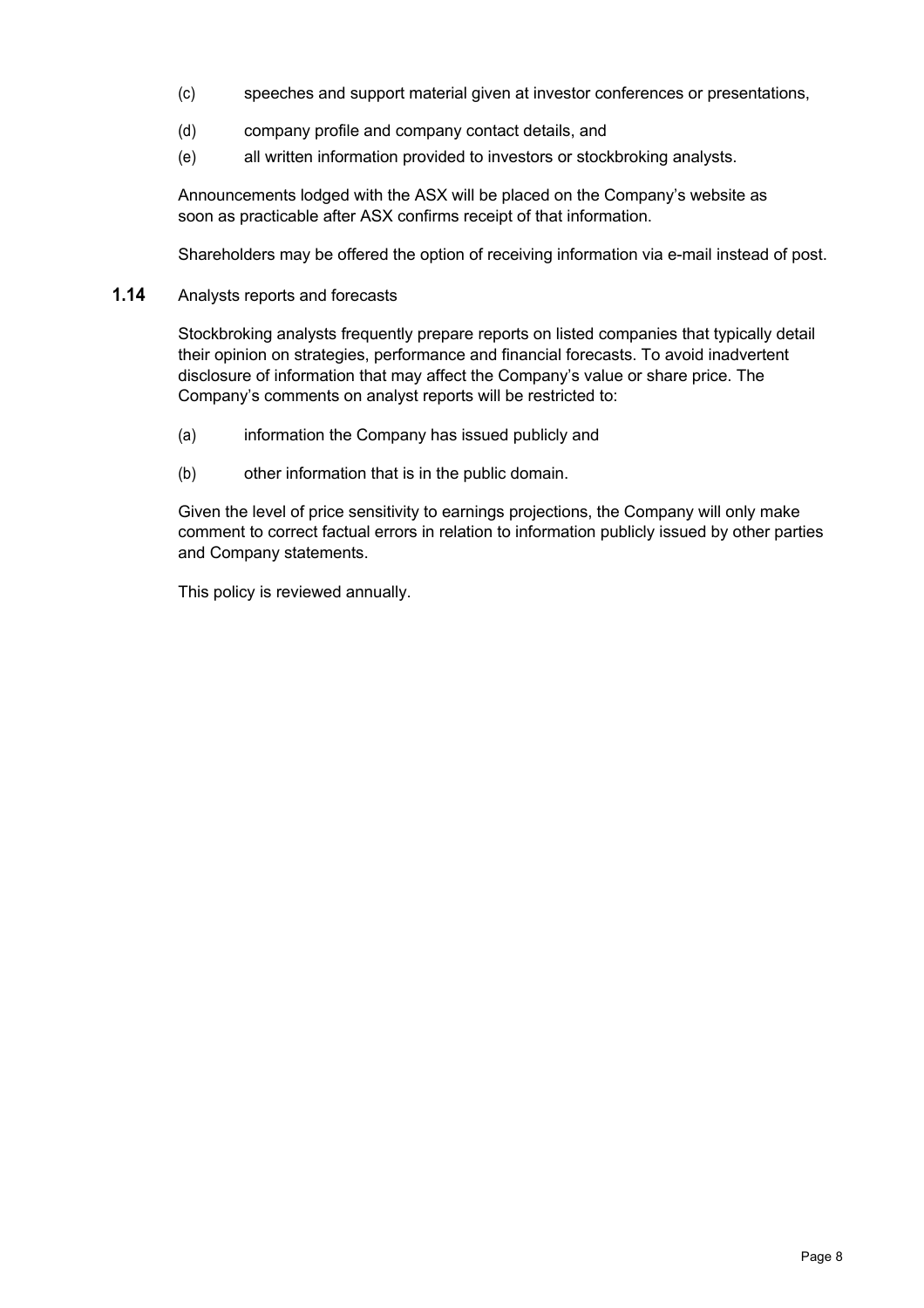(c) speeches and support material given at investor conferences or presentations,

(d) company profile and company contact details, and

(e) all written information provided to investors or stockbroking analysts.

Announcements lodged with the ASX will be placed on the Company's website as soon as practicable after ASX confirms receipt of that information.

Shareholders may be offered the option of receiving information via e-mail instead of post.

### 1.14 Analysts reports and forecasts

Stockbroking analysts frequently prepare reports on listed companies that typically detail their opinion on strategies, performance and financial forecasts. To avoid inadvertent disclosure of information that may affect the Company's value or share price. The Company's comments on analyst reports will be restricted to:

(a) information the Company has issued publicly and

(b) other information that is in the public domain.

Given the level of price sensitivity to earnings projections, the Company will only make comment to correct factual errors in relation to information publicly issued by other parties and Company statements.

This policy is reviewed annually.